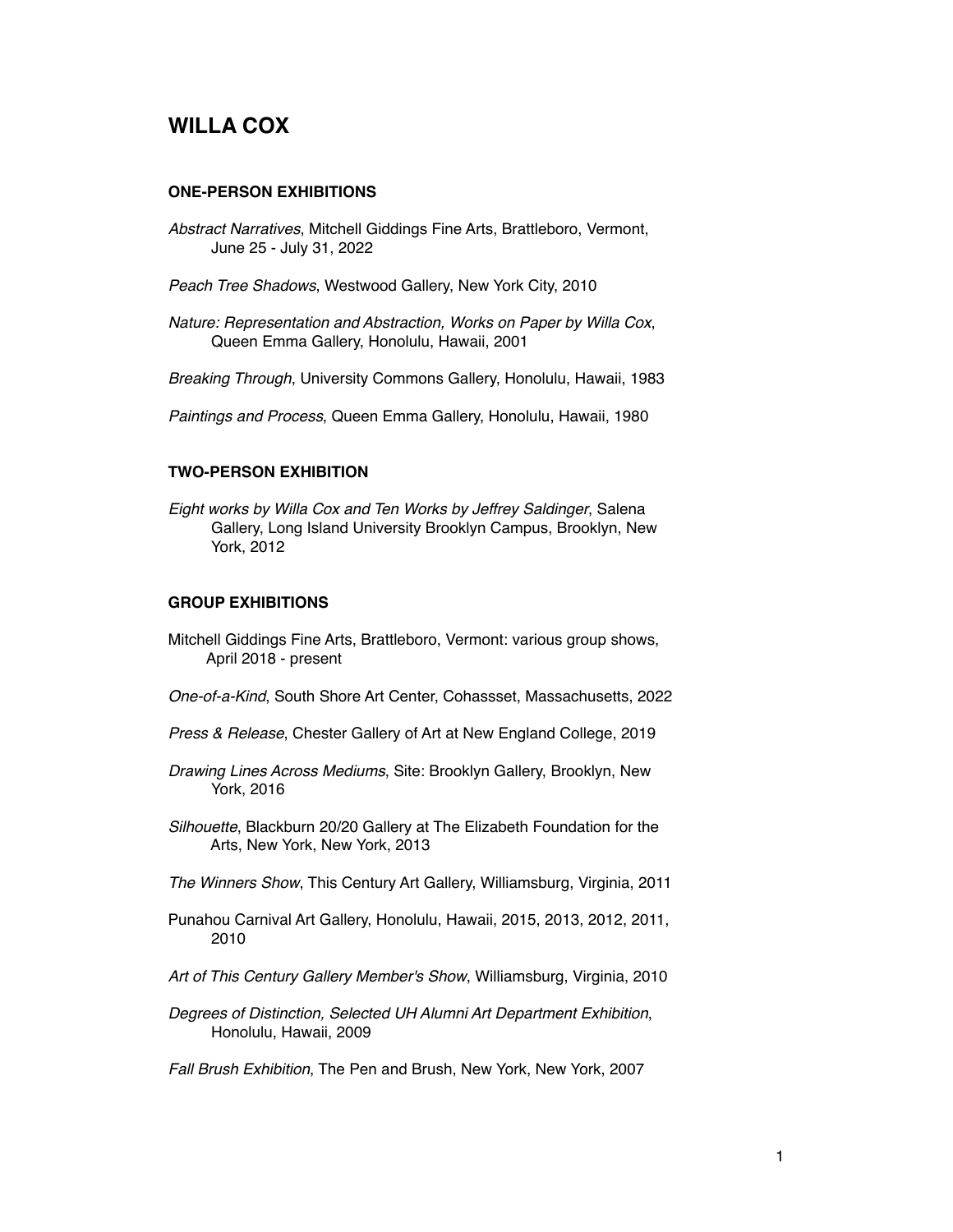# WILLA COX

## ONE-PERSON EXHIBITIONS

*Abstract Narratives*, Mitchell Giddings Fine Arts, Brattleboro, Vermont, June 25 - July 31, 2022

*Peach Tree Shadows*, Westwood Gallery, New York City, 2010

*Nature: Representation and Abstraction, Works on Paper by Willa Cox*, Queen Emma Gallery, Honolulu, Hawaii, 2001

*Breaking Through*, University Commons Gallery, Honolulu, Hawaii, 1983

*Paintings and Process*, Queen Emma Gallery, Honolulu, Hawaii, 1980

## TWO-PERSON EXHIBITION

*Eight works by Willa Cox and Ten Works by Jeffrey Saldinger*, Salena Gallery, Long Island University Brooklyn Campus, Brooklyn, New York, 2012

## GROUP EXHIBITIONS

Mitchell Giddings Fine Arts, Brattleboro, Vermont: various group shows, April 2018 - present

*One-of-a-Kind*, South Shore Art Center, Cohassset, Massachusetts, 2022

*Press & Release*, Chester Gallery of Art at New England College, 2019

*Drawing Lines Across Mediums*, Site: Brooklyn Gallery, Brooklyn, New York, 2016

*Silhouette*, Blackburn 20/20 Gallery at The Elizabeth Foundation for the Arts, New York, New York, 2013

*The Winners Show*, This Century Art Gallery, Williamsburg, Virginia, 2011

Punahou Carnival Art Gallery, Honolulu, Hawaii, 2015, 2013, 2012, 2011, 2010

*Art of This Century Gallery Member's Show*, Williamsburg, Virginia, 2010

*Degrees of Distinction, Selected UH Alumni Art Department Exhibition*, Honolulu, Hawaii, 2009

*Fall Brush Exhibition*, The Pen and Brush, New York, New York, 2007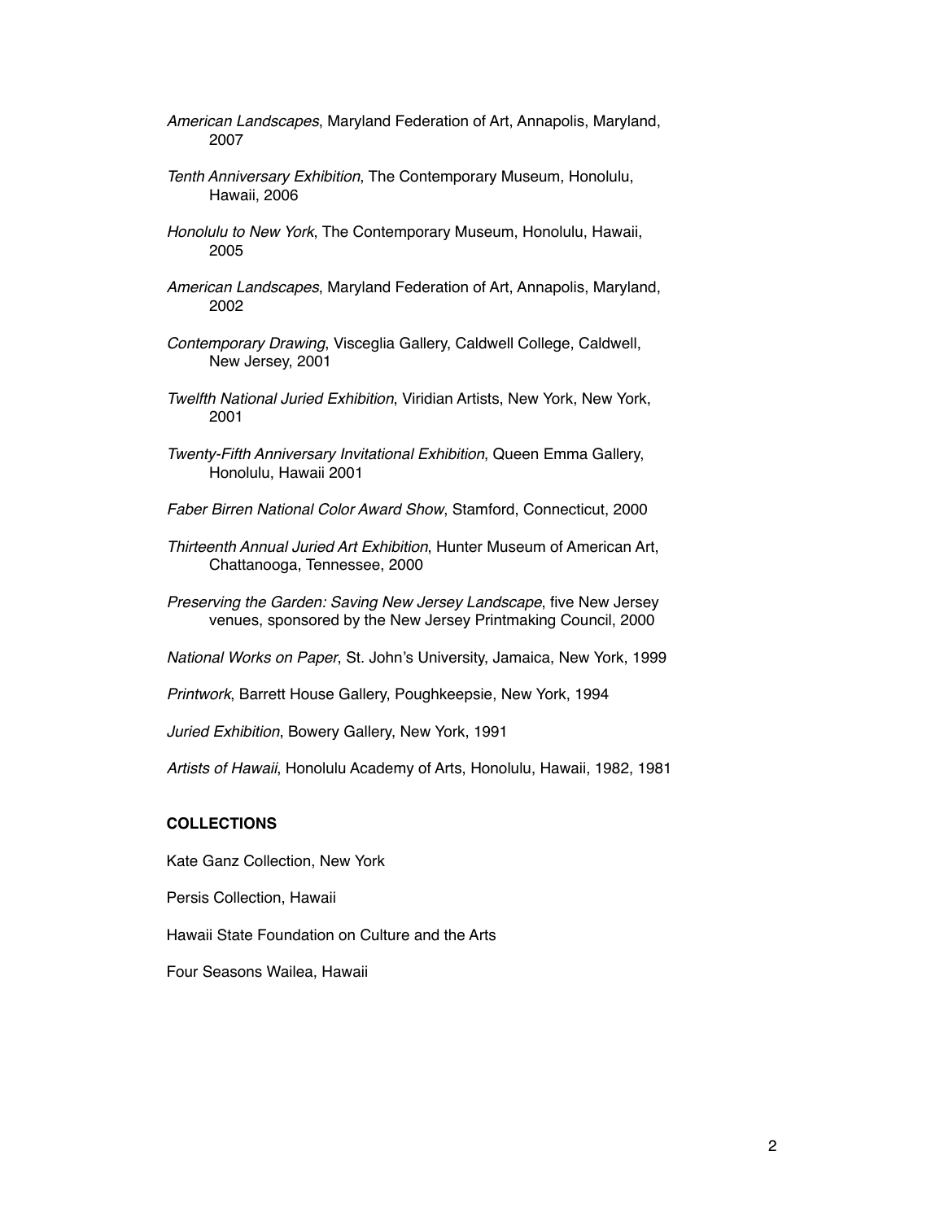*American Landscapes*, Maryland Federation of Art, Annapolis, Maryland, 2007

*Tenth Anniversary Exhibition*, The Contemporary Museum, Honolulu, Hawaii, 2006

*Honolulu to New York*, The Contemporary Museum, Honolulu, Hawaii, 2005

*American Landscapes*, Maryland Federation of Art, Annapolis, Maryland, 2002

*Contemporary Drawing*, Visceglia Gallery, Caldwell College, Caldwell, New Jersey, 2001

*Twelfth National Juried Exhibition*, Viridian Artists, New York, New York, 2001

*Twenty-Fifth Anniversary Invitational Exhibition*, Queen Emma Gallery, Honolulu, Hawaii 2001

*Faber Birren National Color Award Show*, Stamford, Connecticut, 2000

*Thirteenth Annual Juried Art Exhibition*, Hunter Museum of American Art, Chattanooga, Tennessee, 2000

*Preserving the Garden: Saving New Jersey Landscape*, five New Jersey venues, sponsored by the New Jersey Printmaking Council, 2000

*National Works on Paper*, St. John's University, Jamaica, New York, 1999

*Printwork*, Barrett House Gallery, Poughkeepsie, New York, 1994

*Juried Exhibition*, Bowery Gallery, New York, 1991

*Artists of Hawaii*, Honolulu Academy of Arts, Honolulu, Hawaii, 1982, 1981

**COLLECTIONS**

Kate Ganz Collection, New York

Persis Collection, Hawaii

Hawaii State Foundation on Culture and the Arts

Four Seasons Wailea, Hawaii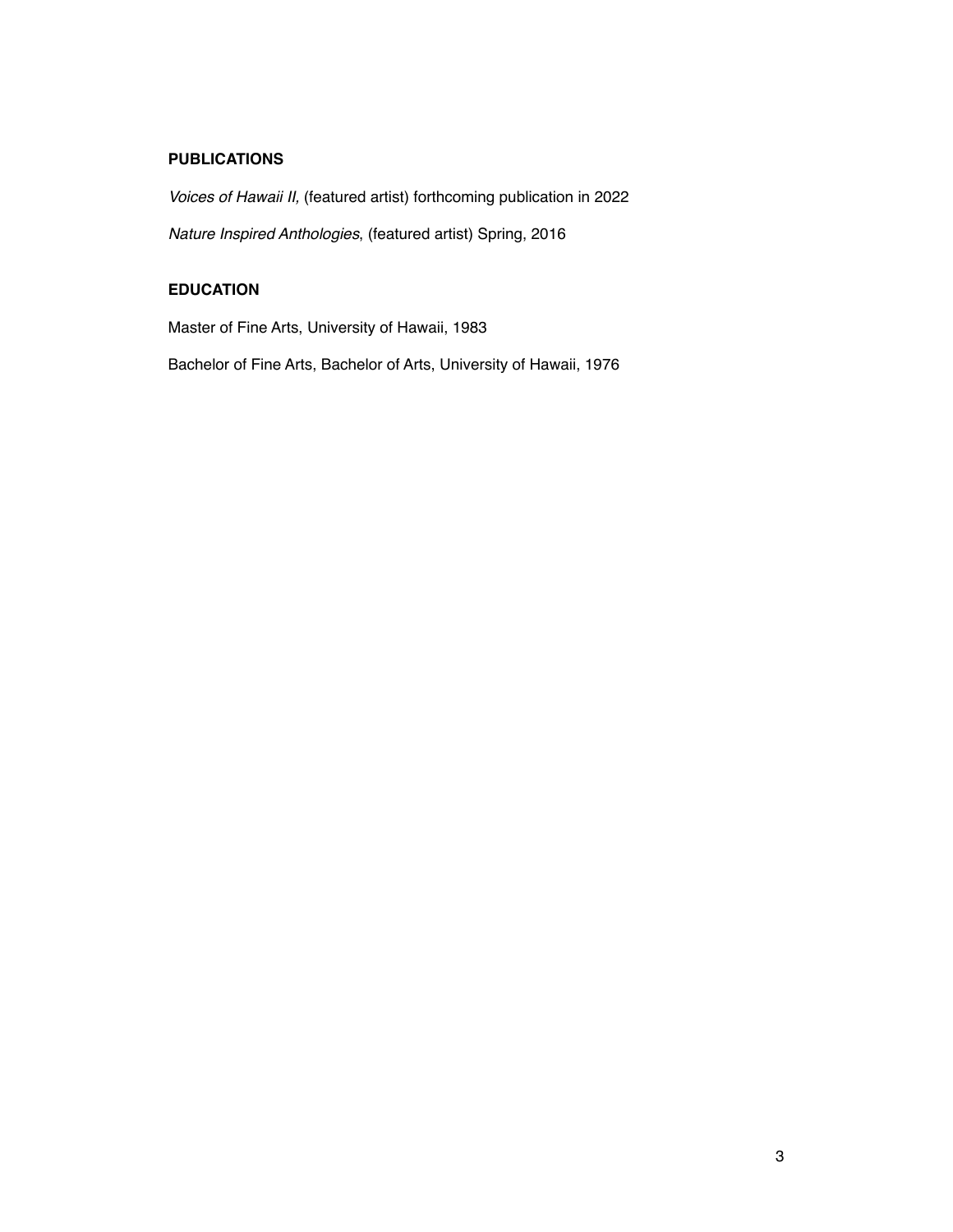**PUBLICATIONS**

*Voices of Hawaii II,* (featured artist) forthcoming publication in 2022

*Nature Inspired Anthologies*, (featured artist) Spring, 2016

**EDUCATION**

Master of Fine Arts, University of Hawaii, 1983

Bachelor of Fine Arts, Bachelor of Arts, University of Hawaii, 1976